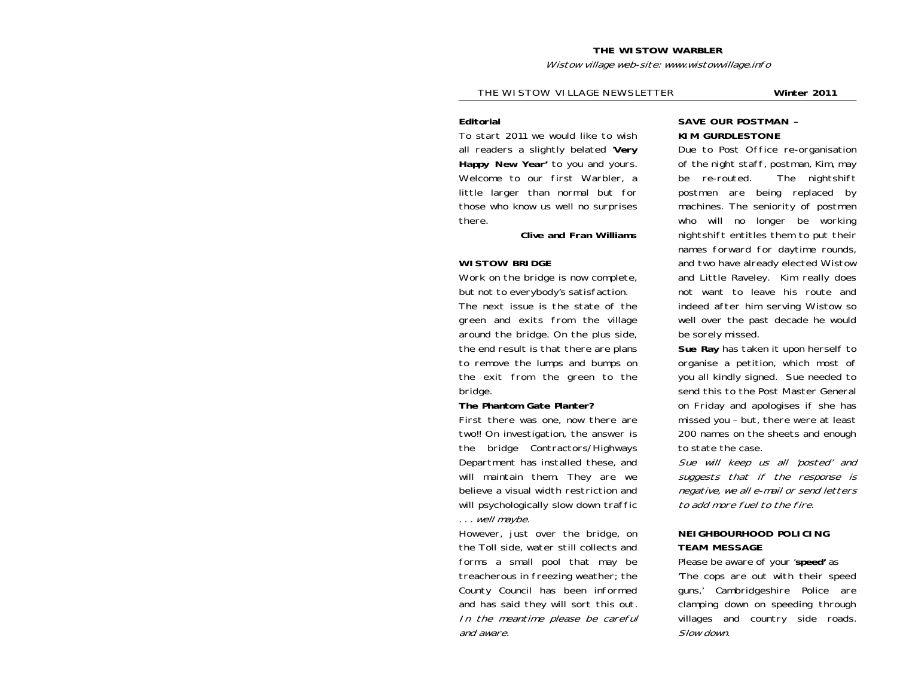# THE WISTOW WARBLER

*Wistow village web-site: www.wistowvillage.info*

THE WISTOW VILLAGE NEWSLETTER **Winter 2011**

**Editorial**

To start 2011 we would like to wish all readers a slightly belated **'Very Happy New Year'** to you and yours. Welcome to our first Warbler, a little larger than normal but for those who know us well no surprises there.

**Clive and Fran Williams**

## WISTOW BRIDGE

Work on the bridge is now complete, but not to everybody's satisfaction.

The next issue is the state of the green and exits from the village around the bridge. On the plus side, the end result is that there are plans to remove the lumps and bumps on the exit from the green to the bridge.

**The Phantom Gate Planter?**

First there was one, now there are two!! On investigation, the answer is the bridge Contractors/Highways Department has installed these, and will maintain them. They are we believe a visual width restriction and will psychologically slow down traffic . . . *well maybe.*

However, just over the bridge, on the Toll side, water still collects and forms a small pool that may be treacherous in freezing weather; the County Council has been informed and has said they will sort this out. *In the meantime please be careful and aware.*

## SAVE OUR POSTMAN – KIM GURDLESTONE

Due to Post Office re-organisation of the night staff, postman, Kim, may be re-routed. The nightshift postmen are being replaced by machines. The seniority of postmen who will no longer be working nightshift entitles them to put their names forward for daytime rounds, and two have already elected Wistow and Little Raveley. Kim really does not want to leave his route and indeed after him serving Wistow so well over the past decade he would be sorely missed.

**Sue Ray** has taken it upon herself to organise a petition, which most of you all kindly signed. Sue needed to send this to the Post Master General on Friday and apologises if she has missed you – but, there were at least 200 names on the sheets and enough to state the case.

*Sue will keep us all 'posted' and suggests that if the response is negative, we all e-mail or send letters to add more fuel to the fire.*

## NEIGHBOURHOOD POLICING TEAM MESSAGE

Please be aware of your '**speed**' as 'The cops are out with their speed guns,' Cambridgeshire Police are clamping down on speeding through villages and country side roads. *Slow down.*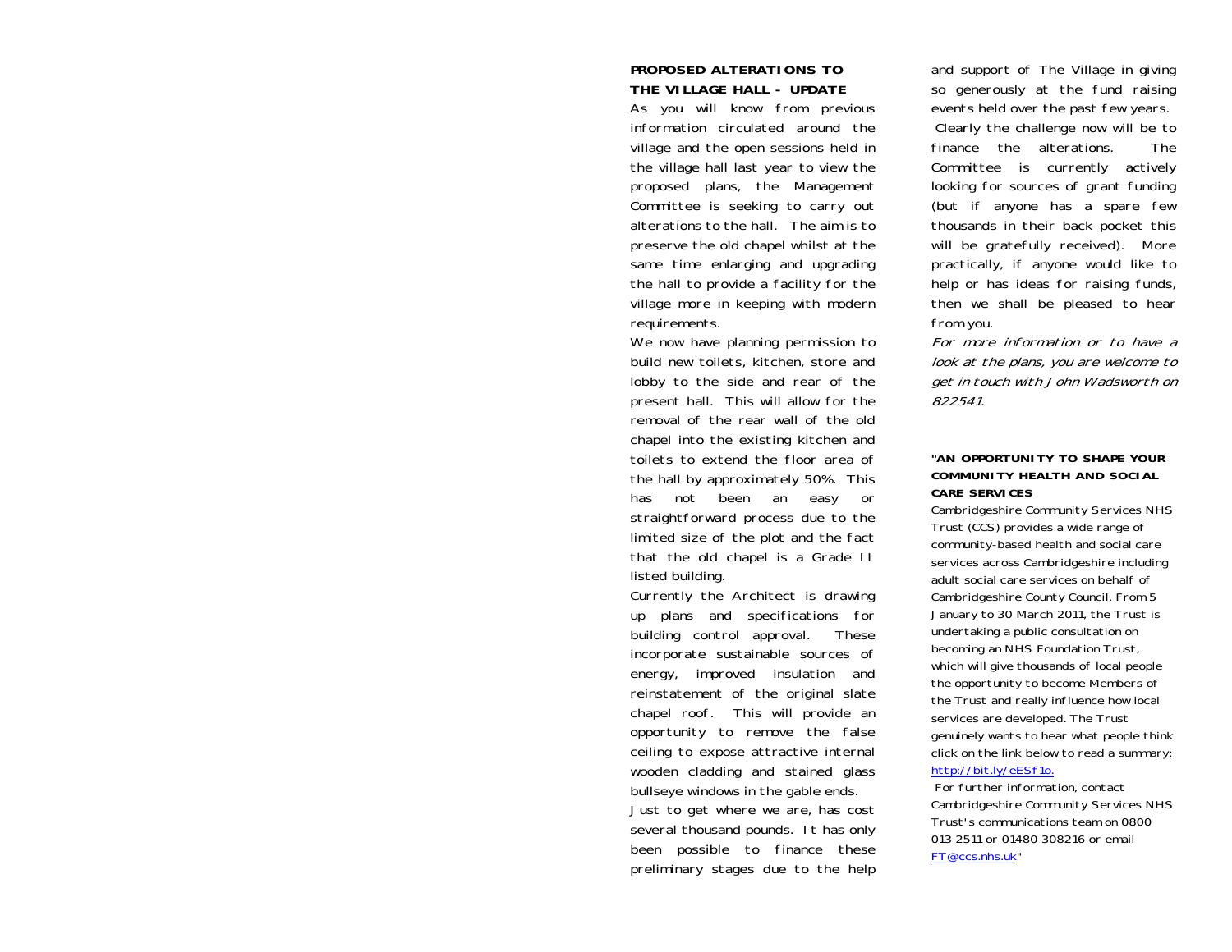**PROPOSED ALTERATIONS TO THE VILLAGE HALL - UPDATE**

As you will know from previous information circulated around the village and the open sessions held in the village hall last year to view the proposed plans, the Management Committee is seeking to carry out alterations to the hall. The aim is to preserve the old chapel whilst at the same time enlarging and upgrading the hall to provide a facility for the village more in keeping with modern requirements.

We now have planning permission to build new toilets, kitchen, store and lobby to the side and rear of the present hall. This will allow for the removal of the rear wall of the old chapel into the existing kitchen and toilets to extend the floor area of the hall by approximately 50%. This has not been an easy or straightforward process due to the limited size of the plot and the fact that the old chapel is a Grade II listed building.

Currently the Architect is drawing up plans and specifications for building control approval. These incorporate sustainable sources of energy, improved insulation and reinstatement of the original slate chapel roof. This will provide an opportunity to remove the false ceiling to expose attractive internal wooden cladding and stained glass bullseye windows in the gable ends.

Just to get where we are, has cost several thousand pounds. It has only been possible to finance these preliminary stages due to the help and support of The Village in giving so generously at the fund raising events held over the past few years.

Clearly the challenge now will be to finance the alterations. The Committee is currently actively looking for sources of grant funding (but if anyone has a spare few thousands in their back pocket this will be gratefully received). More practically, if anyone would like to help or has ideas for raising funds, then we shall be pleased to hear from you.

*For more information or to have a look at the plans, you are welcome to get in touch with John Wadsworth on 822541.*

**"AN OPPORTUNITY TO SHAPE YOUR COMMUNITY HEALTH AND SOCIAL CARE SERVICES**

Cambridgeshire Community Services NHS Trust (CCS) provides a wide range of community-based health and social care services across Cambridgeshire including adult social care services on behalf of Cambridgeshire County Council. From 5 January to 30 March 2011, the Trust is undertaking a public consultation on becoming an NHS Foundation Trust, which will give thousands of local people the opportunity to become Members of the Trust and really influence how local services are developed. The Trust genuinely wants to hear what people think click on the link below to read a summary: http://bit.ly/eESf1o.

For further information, contact Cambridgeshire Community Services NHS Trust's communications team on 0800 013 2511 or 01480 308216 or email FT@ccs.nhs.uk"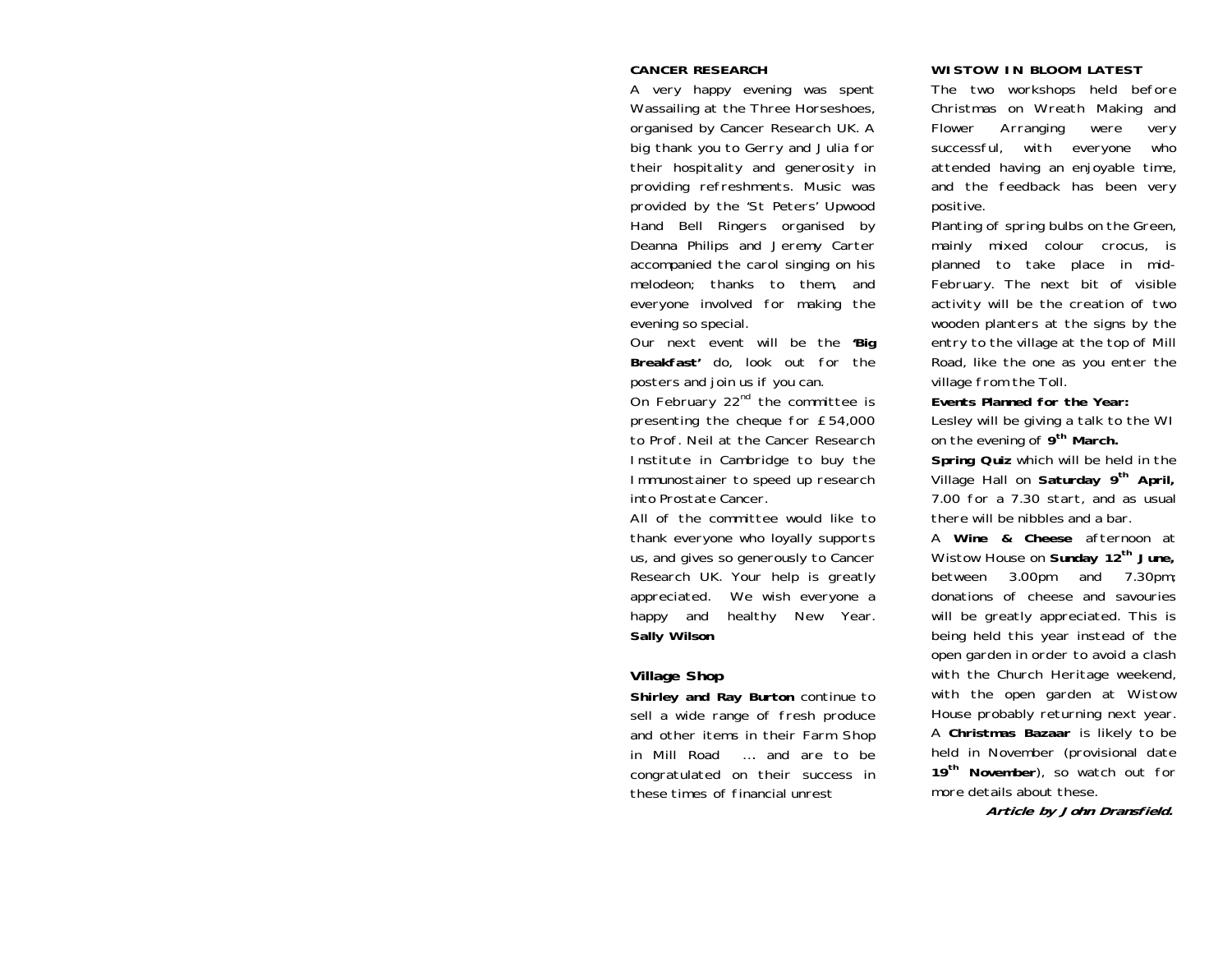## CANCER RESEARCH

A very happy evening was spent Wassailing at the Three Horseshoes, organised by Cancer Research UK. A big thank you to Gerry and Julia for their hospitality and generosity in providing refreshments. Music was provided by the 'St Peters' Upwood Hand Bell Ringers organised by Deanna Philips and Jeremy Carter accompanied the carol singing on his melodeon; thanks to them, and everyone involved for making the evening so special.

Our next event will be the **'Big Breakfast'** do, look out for the posters and join us if you can.

On February 22nd the committee is presenting the cheque for £54,000 to Prof. Neil at the Cancer Research Institute in Cambridge to buy the Immunostainer to speed up research into Prostate Cancer.

All of the committee would like to thank everyone who loyally supports us, and gives so generously to Cancer Research UK. Your help is greatly appreciated. We wish everyone a happy and healthy New Year.

**Sally Wilson**

## Village Shop

**Shirley and Ray Burton** continue to sell a wide range of fresh produce and other items in their Farm Shop in Mill Road ... and are to be congratulated on their success in these times of financial unrest

## WISTOW IN BLOOM LATEST

The two workshops held before Christmas on Wreath Making and Flower Arranging were very successful, with everyone who attended having an enjoyable time, and the feedback has been very positive.

Planting of spring bulbs on the Green, mainly mixed colour crocus, is planned to take place in mid-February. The next bit of visible activity will be the creation of two wooden planters at the signs by the entry to the village at the top of Mill Road, like the one as you enter the village from the Toll.

**Events Planned for the Year:**

Lesley will be giving a talk to the WI on the evening of **9th March.**

**Spring Quiz** which will be held in the Village Hall on **Saturday 9th April,** 7.00 for a 7.30 start, and as usual there will be nibbles and a bar.

A **Wine & Cheese** afternoon at Wistow House on **Sunday 12th June,** between 3.00pm and 7.30pm; donations of cheese and savouries will be greatly appreciated. This is being held this year instead of the open garden in order to avoid a clash with the Church Heritage weekend, with the open garden at Wistow House probably returning next year.

A **Christmas Bazaar** is likely to be held in November (provisional date **19th November**), so watch out for more details about these.

***Article by John Dransfield.***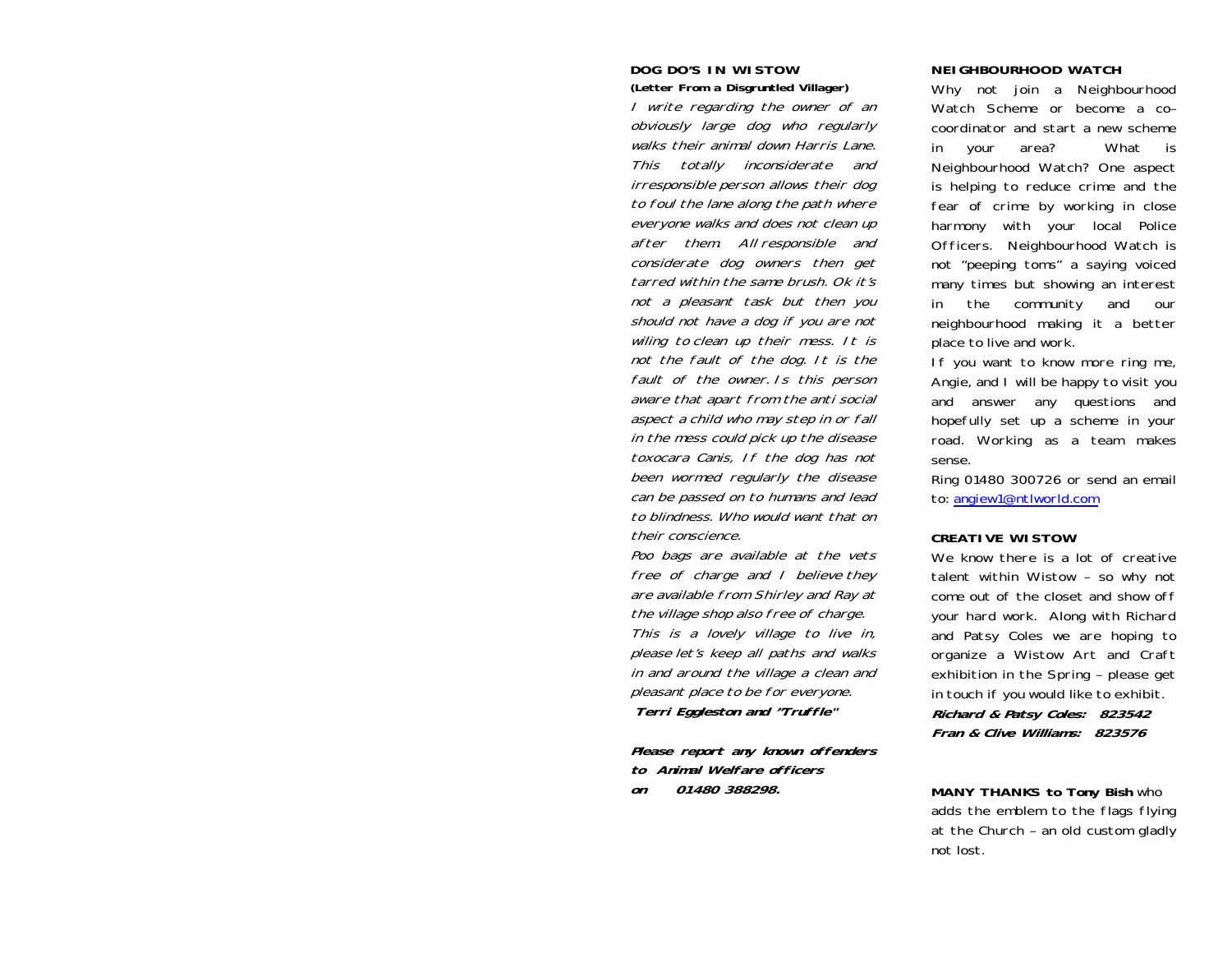## DOG DO'S IN WISTOW

**(Letter From a Disgruntled Villager)**

*I write regarding the owner of an obviously large dog who regularly walks their animal down Harris Lane. This totally inconsiderate and irresponsible person allows their dog to foul the lane along the path where everyone walks and does not clean up after them. All responsible and considerate dog owners then get tarred within the same brush. Ok it's not a pleasant task but then you should not have a dog if you are not wiling to clean up their mess. It is not the fault of the dog. It is the fault of the owner. Is this person aware that apart from the anti social aspect a child who may step in or fall in the mess could pick up the disease toxocara Canis, If the dog has not been wormed regularly the disease can be passed on to humans and lead to blindness. Who would want that on their conscience.*

*Poo bags are available at the vets free of charge and I believe they are available from Shirley and Ray at the village shop also free of charge. This is a lovely village to live in, please let's keep all paths and walks in and around the village a clean and pleasant place to be for everyone.*

***Terri Eggleston and "Truffle"***

***Please report any known offenders to Animal Welfare officers on 01480 388298.***

## NEIGHBOURHOOD WATCH

Why not join a Neighbourhood Watch Scheme or become a co-coordinator and start a new scheme in your area? What is Neighbourhood Watch? One aspect is helping to reduce crime and the fear of crime by working in close harmony with your local Police Officers. Neighbourhood Watch is not "peeping toms" a saying voiced many times but showing an interest in the community and our neighbourhood making it a better place to live and work.

If you want to know more ring me, Angie, and I will be happy to visit you and answer any questions and hopefully set up a scheme in your road. Working as a team makes sense.

Ring 01480 300726 or send an email to: angiew1@ntlworld.com

## CREATIVE WISTOW

We know there is a lot of creative talent within Wistow – so why not come out of the closet and show off your hard work. Along with Richard and Patsy Coles we are hoping to organize a Wistow Art and Craft exhibition in the Spring – please get in touch if you would like to exhibit.

***Richard & Patsy Coles: 823542***
***Fran & Clive Williams: 823576***

**MANY THANKS to Tony Bish** who adds the emblem to the flags flying at the Church – an old custom gladly not lost.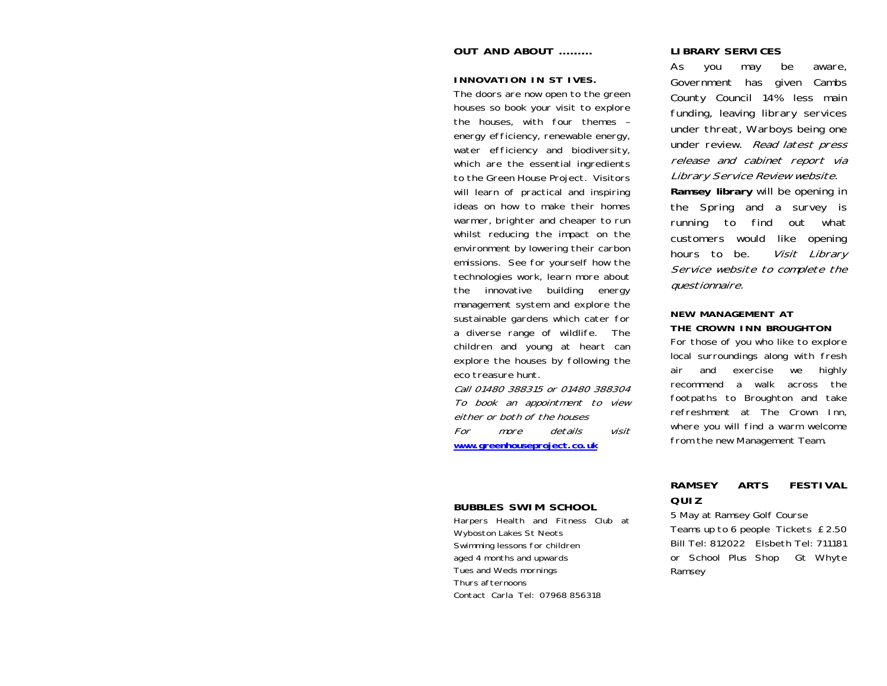**OUT AND ABOUT .........**

**INNOVATION IN ST IVES.**

The doors are now open to the green houses so book your visit to explore the houses, with four themes – energy efficiency, renewable energy, water efficiency and biodiversity, which are the essential ingredients to the Green House Project. Visitors will learn of practical and inspiring ideas on how to make their homes warmer, brighter and cheaper to run whilst reducing the impact on the environment by lowering their carbon emissions. See for yourself how the technologies work, learn more about the innovative building energy management system and explore the sustainable gardens which cater for a diverse range of wildlife. The children and young at heart can explore the houses by following the eco treasure hunt.

*Call 01480 388315 or 01480 388304 To book an appointment to view either or both of the houses*

*For more details visit* **www.greenhouseproject.co.uk**

**BUBBLES SWIM SCHOOL**

Harpers Health and Fitness Club at Wyboston Lakes St Neots
Swimming lessons for children aged 4 months and upwards
Tues and Weds mornings
Thurs afternoons
Contact Carla Tel: 07968 856318

**LIBRARY SERVICES**

As you may be aware, Government has given Cambs County Council 14% less main funding, leaving library services under threat, Warboys being one under review. *Read latest press release and cabinet report via Library Service Review website.*

**Ramsey library** will be opening in the Spring and a survey is running to find out what customers would like opening hours to be. *Visit Library Service website to complete the questionnaire.*

**NEW MANAGEMENT AT THE CROWN INN BROUGHTON**

For those of you who like to explore local surroundings along with fresh air and exercise we highly recommend a walk across the footpaths to Broughton and take refreshment at The Crown Inn, where you will find a warm welcome from the new Management Team.

**RAMSEY ARTS FESTIVAL QUIZ**

5 May at Ramsey Golf Course
Teams up to 6 people Tickets £2.50
Bill Tel: 812022 Elsbeth Tel: 711181 or School Plus Shop Gt Whyte Ramsey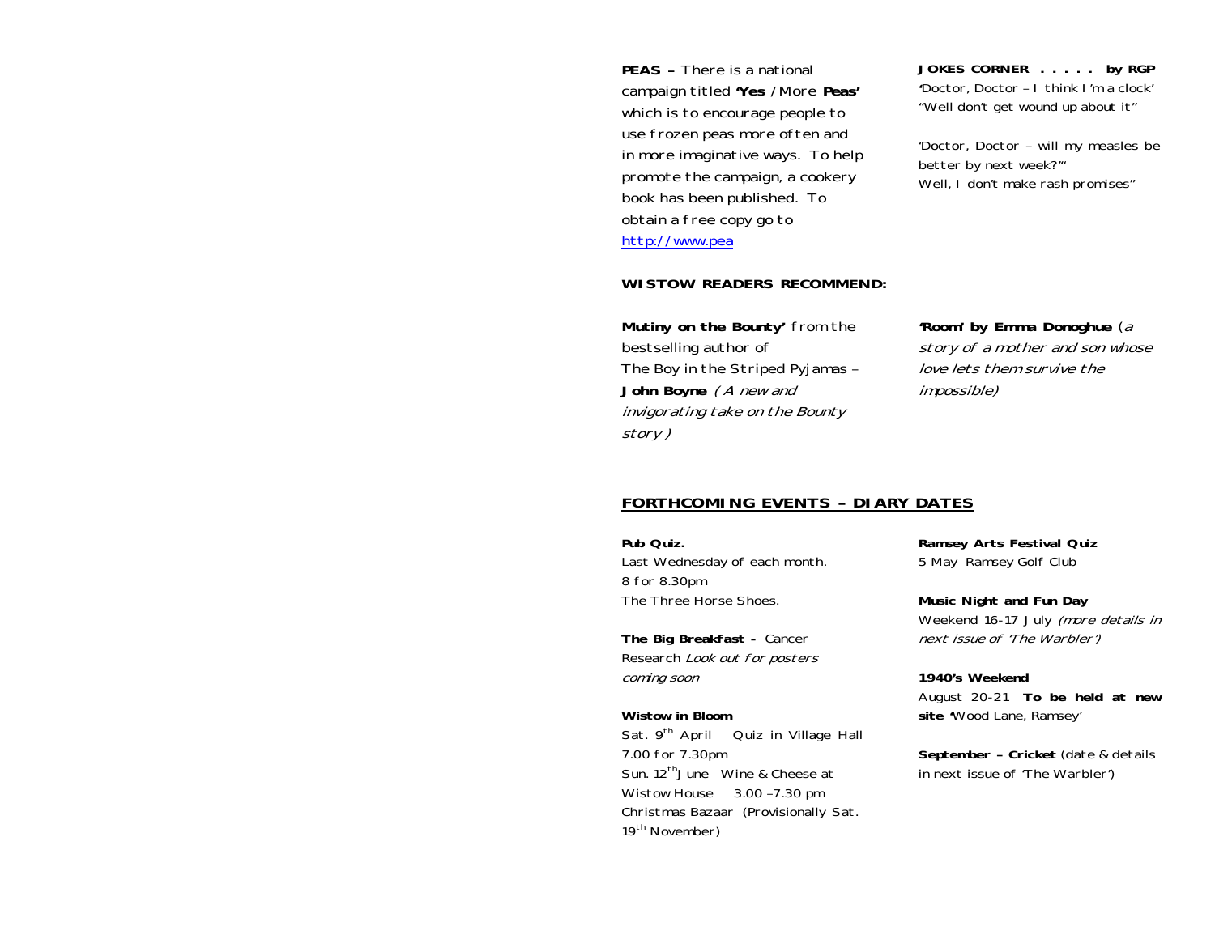**PEAS –** There is a national campaign titled **'Yes** / More **Peas'** which is to encourage people to use frozen peas more often and in more imaginative ways. To help promote the campaign, a cookery book has been published. To obtain a free copy go to [http://www.pea](http://www.pea)

**JOKES CORNER . . . . . by RGP**
'Doctor, Doctor – I think I'm a clock'
"Well don't get wound up about it"

'Doctor, Doctor – will my measles be better by next week?"'
Well, I don't make rash promises"

## WISTOW READERS RECOMMEND:

**Mutiny on the Bounty'** from the bestselling author of The Boy in the Striped Pyjamas – **John Boyne** *( A new and invigorating take on the Bounty story )*

**'Room' by Emma Donoghue** (*a story of a mother and son whose love lets them survive the impossible)*

## FORTHCOMING EVENTS – DIARY DATES

**Pub Quiz.**
Last Wednesday of each month.
8 for 8.30pm
The Three Horse Shoes.

**The Big Breakfast -** Cancer Research *Look out for posters coming soon*

**Wistow in Bloom**
Sat. 9th April  Quiz in Village Hall 7.00 for 7.30pm
Sun. 12th June  Wine & Cheese at Wistow House  3.00 –7.30 pm
Christmas Bazaar (Provisionally Sat. 19th November)

**Ramsey Arts Festival Quiz**
5 May Ramsey Golf Club

**Music Night and Fun Day**
Weekend 16-17 July *(more details in next issue of 'The Warbler')*

**1940's Weekend**
August 20-21 **To be held at new site** 'Wood Lane, Ramsey'

**September – Cricket** (date & details in next issue of 'The Warbler')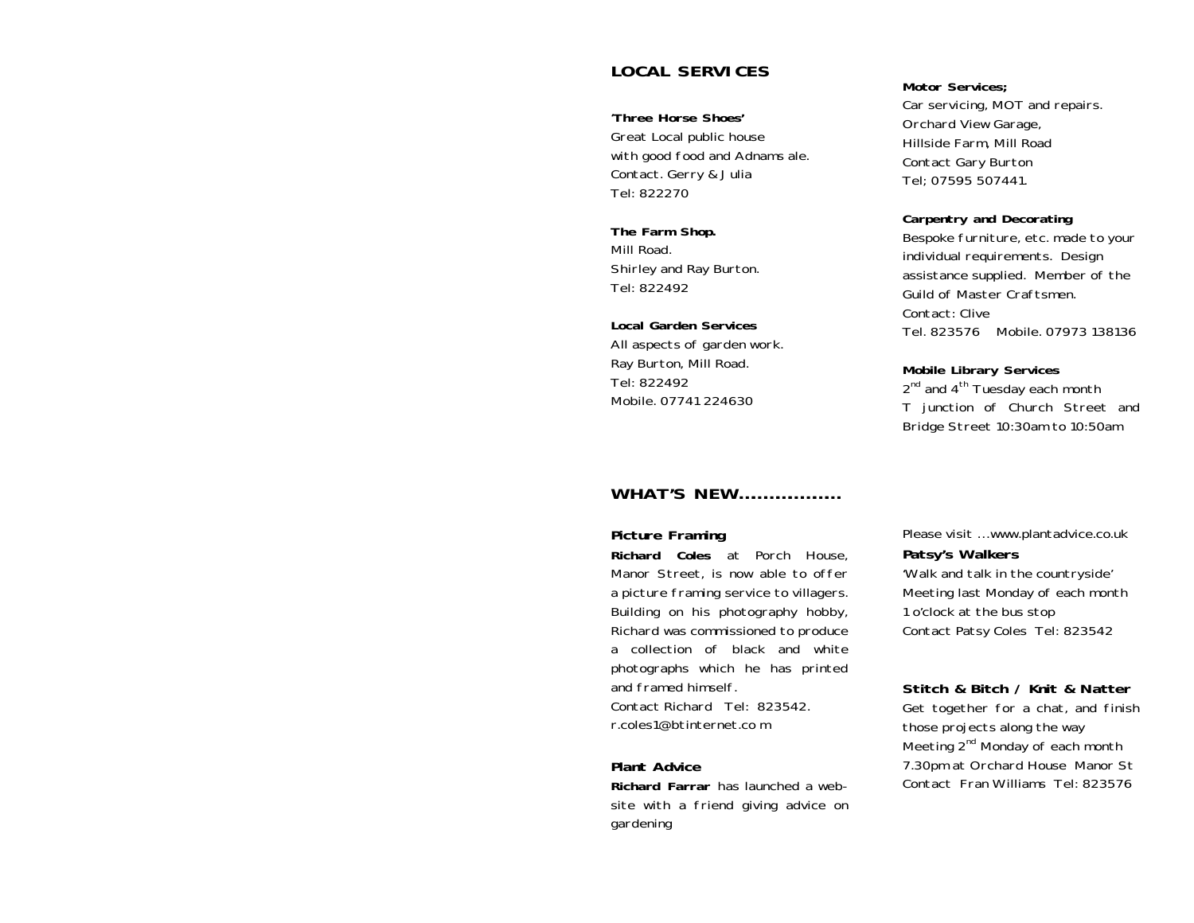## LOCAL SERVICES

**'Three Horse Shoes'**
Great Local public house
with good food and Adnams ale.
Contact. Gerry & Julia
Tel: 822270

**The Farm Shop.**
Mill Road.
Shirley and Ray Burton.
Tel: 822492

**Local Garden Services**
All aspects of garden work.
Ray Burton, Mill Road.
Tel: 822492
Mobile. 07741 224630

**Motor Services;**
Car servicing, MOT and repairs.
Orchard View Garage,
Hillside Farm, Mill Road
Contact Gary Burton
Tel; 07595 507441.

**Carpentry and Decorating**
Bespoke furniture, etc. made to your individual requirements. Design assistance supplied. Member of the Guild of Master Craftsmen.
Contact: Clive
Tel. 823576 Mobile. 07973 138136

**Mobile Library Services**
2nd and 4th Tuesday each month
T junction of Church Street and Bridge Street 10:30am to 10:50am

## WHAT'S NEW.................

**Picture Framing**
**Richard Coles** at Porch House, Manor Street, is now able to offer a picture framing service to villagers. Building on his photography hobby, Richard was commissioned to produce a collection of black and white photographs which he has printed and framed himself.
Contact Richard Tel: 823542.
r.coles1@btinternet.co m

**Plant Advice**
**Richard Farrar** has launched a web-site with a friend giving advice on gardening
Please visit ...www.plantadvice.co.uk

**Patsy's Walkers**
'Walk and talk in the countryside'
Meeting last Monday of each month
1 o'clock at the bus stop
Contact Patsy Coles Tel: 823542

**Stitch & Bitch / Knit & Natter**
Get together for a chat, and finish those projects along the way
Meeting 2nd Monday of each month
7.30pm at Orchard House Manor St
Contact Fran Williams Tel: 823576